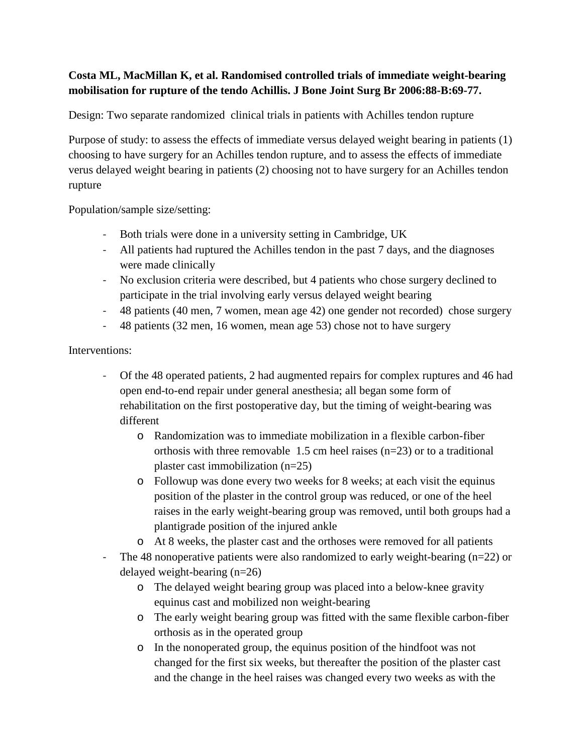**Costa ML, MacMillan K, et al. Randomised controlled trials of immediate weight-bearing mobilisation for rupture of the tendo Achillis. J Bone Joint Surg Br 2006:88-B:69-77.**

Design: Two separate randomized  clinical trials in patients with Achilles tendon rupture

Purpose of study: to assess the effects of immediate versus delayed weight bearing in patients (1) choosing to have surgery for an Achilles tendon rupture, and to assess the effects of immediate verus delayed weight bearing in patients (2) choosing not to have surgery for an Achilles tendon rupture

Population/sample size/setting:

- Both trials were done in a university setting in Cambridge, UK
- All patients had ruptured the Achilles tendon in the past 7 days, and the diagnoses were made clinically
- No exclusion criteria were described, but 4 patients who chose surgery declined to participate in the trial involving early versus delayed weight bearing
- 48 patients (40 men, 7 women, mean age 42) one gender not recorded)  chose surgery
- 48 patients (32 men, 16 women, mean age 53) chose not to have surgery

Interventions:

- Of the 48 operated patients, 2 had augmented repairs for complex ruptures and 46 had open end-to-end repair under general anesthesia; all began some form of rehabilitation on the first postoperative day, but the timing of weight-bearing was different
    - Randomization was to immediate mobilization in a flexible carbon-fiber orthosis with three removable  1.5 cm heel raises (n=23) or to a traditional plaster cast immobilization (n=25)
    - Followup was done every two weeks for 8 weeks; at each visit the equinus position of the plaster in the control group was reduced, or one of the heel raises in the early weight-bearing group was removed, until both groups had a plantigrade position of the injured ankle
    - At 8 weeks, the plaster cast and the orthoses were removed for all patients
- The 48 nonoperative patients were also randomized to early weight-bearing (n=22) or delayed weight-bearing (n=26)
    - The delayed weight bearing group was placed into a below-knee gravity equinus cast and mobilized non weight-bearing
    - The early weight bearing group was fitted with the same flexible carbon-fiber orthosis as in the operated group
    - In the nonoperated group, the equinus position of the hindfoot was not changed for the first six weeks, but thereafter the position of the plaster cast and the change in the heel raises was changed every two weeks as with the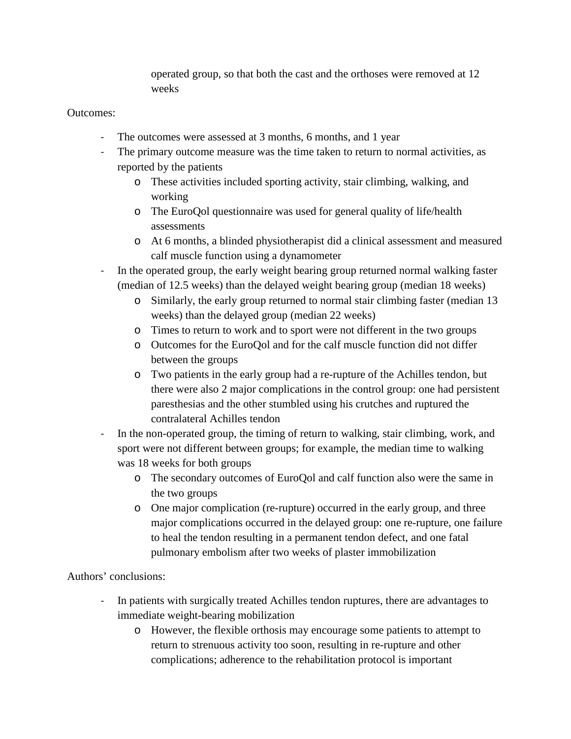operated group, so that both the cast and the orthoses were removed at 12 weeks

Outcomes:

- The outcomes were assessed at 3 months, 6 months, and 1 year
- The primary outcome measure was the time taken to return to normal activities, as reported by the patients
  - These activities included sporting activity, stair climbing, walking, and working
  - The EuroQol questionnaire was used for general quality of life/health assessments
  - At 6 months, a blinded physiotherapist did a clinical assessment and measured calf muscle function using a dynamometer
- In the operated group, the early weight bearing group returned normal walking faster (median of 12.5 weeks) than the delayed weight bearing group (median 18 weeks)
  - Similarly, the early group returned to normal stair climbing faster (median 13 weeks) than the delayed group (median 22 weeks)
  - Times to return to work and to sport were not different in the two groups
  - Outcomes for the EuroQol and for the calf muscle function did not differ between the groups
  - Two patients in the early group had a re-rupture of the Achilles tendon, but there were also 2 major complications in the control group: one had persistent paresthesias and the other stumbled using his crutches and ruptured the contralateral Achilles tendon
- In the non-operated group, the timing of return to walking, stair climbing, work, and sport were not different between groups; for example, the median time to walking was 18 weeks for both groups
  - The secondary outcomes of EuroQol and calf function also were the same in the two groups
  - One major complication (re-rupture) occurred in the early group, and three major complications occurred in the delayed group: one re-rupture, one failure to heal the tendon resulting in a permanent tendon defect, and one fatal pulmonary embolism after two weeks of plaster immobilization

Authors' conclusions:

- In patients with surgically treated Achilles tendon ruptures, there are advantages to immediate weight-bearing mobilization
  - However, the flexible orthosis may encourage some patients to attempt to return to strenuous activity too soon, resulting in re-rupture and other complications; adherence to the rehabilitation protocol is important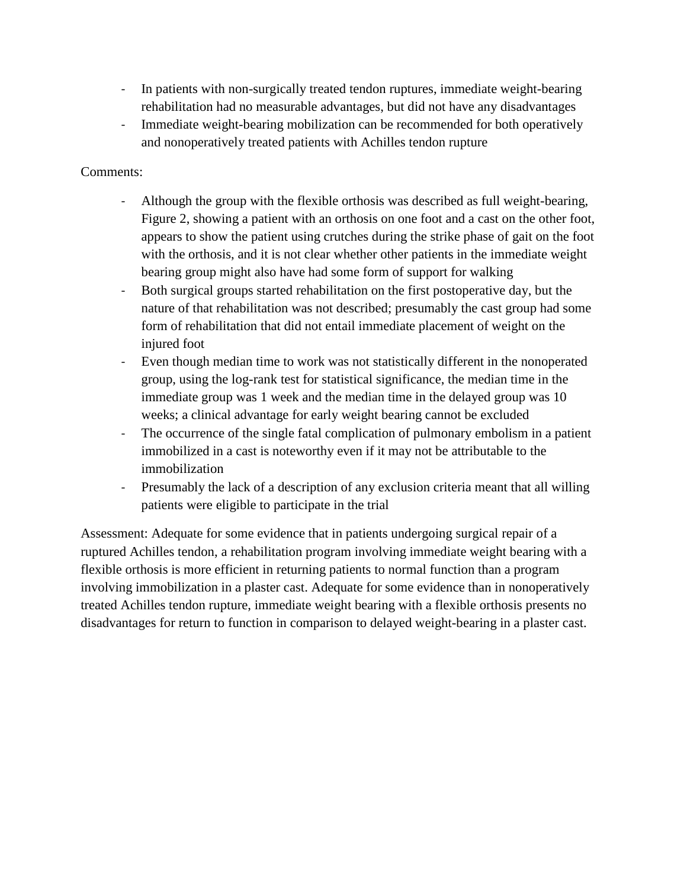- In patients with non-surgically treated tendon ruptures, immediate weight-bearing rehabilitation had no measurable advantages, but did not have any disadvantages
- Immediate weight-bearing mobilization can be recommended for both operatively and nonoperatively treated patients with Achilles tendon rupture

Comments:

- Although the group with the flexible orthosis was described as full weight-bearing, Figure 2, showing a patient with an orthosis on one foot and a cast on the other foot, appears to show the patient using crutches during the strike phase of gait on the foot with the orthosis, and it is not clear whether other patients in the immediate weight bearing group might also have had some form of support for walking
- Both surgical groups started rehabilitation on the first postoperative day, but the nature of that rehabilitation was not described; presumably the cast group had some form of rehabilitation that did not entail immediate placement of weight on the injured foot
- Even though median time to work was not statistically different in the nonoperated group, using the log-rank test for statistical significance, the median time in the immediate group was 1 week and the median time in the delayed group was 10 weeks; a clinical advantage for early weight bearing cannot be excluded
- The occurrence of the single fatal complication of pulmonary embolism in a patient immobilized in a cast is noteworthy even if it may not be attributable to the immobilization
- Presumably the lack of a description of any exclusion criteria meant that all willing patients were eligible to participate in the trial

Assessment: Adequate for some evidence that in patients undergoing surgical repair of a ruptured Achilles tendon, a rehabilitation program involving immediate weight bearing with a flexible orthosis is more efficient in returning patients to normal function than a program involving immobilization in a plaster cast. Adequate for some evidence than in nonoperatively treated Achilles tendon rupture, immediate weight bearing with a flexible orthosis presents no disadvantages for return to function in comparison to delayed weight-bearing in a plaster cast.